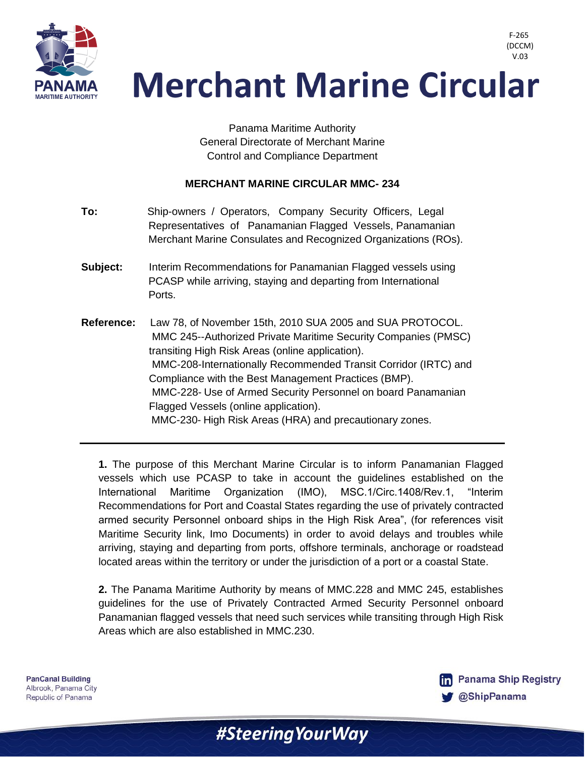F-265
(DCCM)
V.03

# Merchant Marine Circular

Panama Maritime Authority
General Directorate of Merchant Marine
Control and Compliance Department

**MERCHANT MARINE CIRCULAR MMC- 234**

**To:** Ship-owners / Operators, Company Security Officers, Legal Representatives of Panamanian Flagged Vessels, Panamanian Merchant Marine Consulates and Recognized Organizations (ROs).

**Subject:** Interim Recommendations for Panamanian Flagged vessels using PCASP while arriving, staying and departing from International Ports.

**Reference:** Law 78, of November 15th, 2010 SUA 2005 and SUA PROTOCOL.
MMC 245--Authorized Private Maritime Security Companies (PMSC) transiting High Risk Areas (online application).
MMC-208-Internationally Recommended Transit Corridor (IRTC) and Compliance with the Best Management Practices (BMP).
MMC-228- Use of Armed Security Personnel on board Panamanian Flagged Vessels (online application).
MMC-230- High Risk Areas (HRA) and precautionary zones.

---

**1.** The purpose of this Merchant Marine Circular is to inform Panamanian Flagged vessels which use PCASP to take in account the guidelines established on the International Maritime Organization (IMO), MSC.1/Circ.1408/Rev.1, "Interim Recommendations for Port and Coastal States regarding the use of privately contracted armed security Personnel onboard ships in the High Risk Area", (for references visit Maritime Security link, Imo Documents) in order to avoid delays and troubles while arriving, staying and departing from ports, offshore terminals, anchorage or roadstead located areas within the territory or under the jurisdiction of a port or a coastal State.

**2.** The Panama Maritime Authority by means of MMC.228 and MMC 245, establishes guidelines for the use of Privately Contracted Armed Security Personnel onboard Panamanian flagged vessels that need such services while transiting through High Risk Areas which are also established in MMC.230.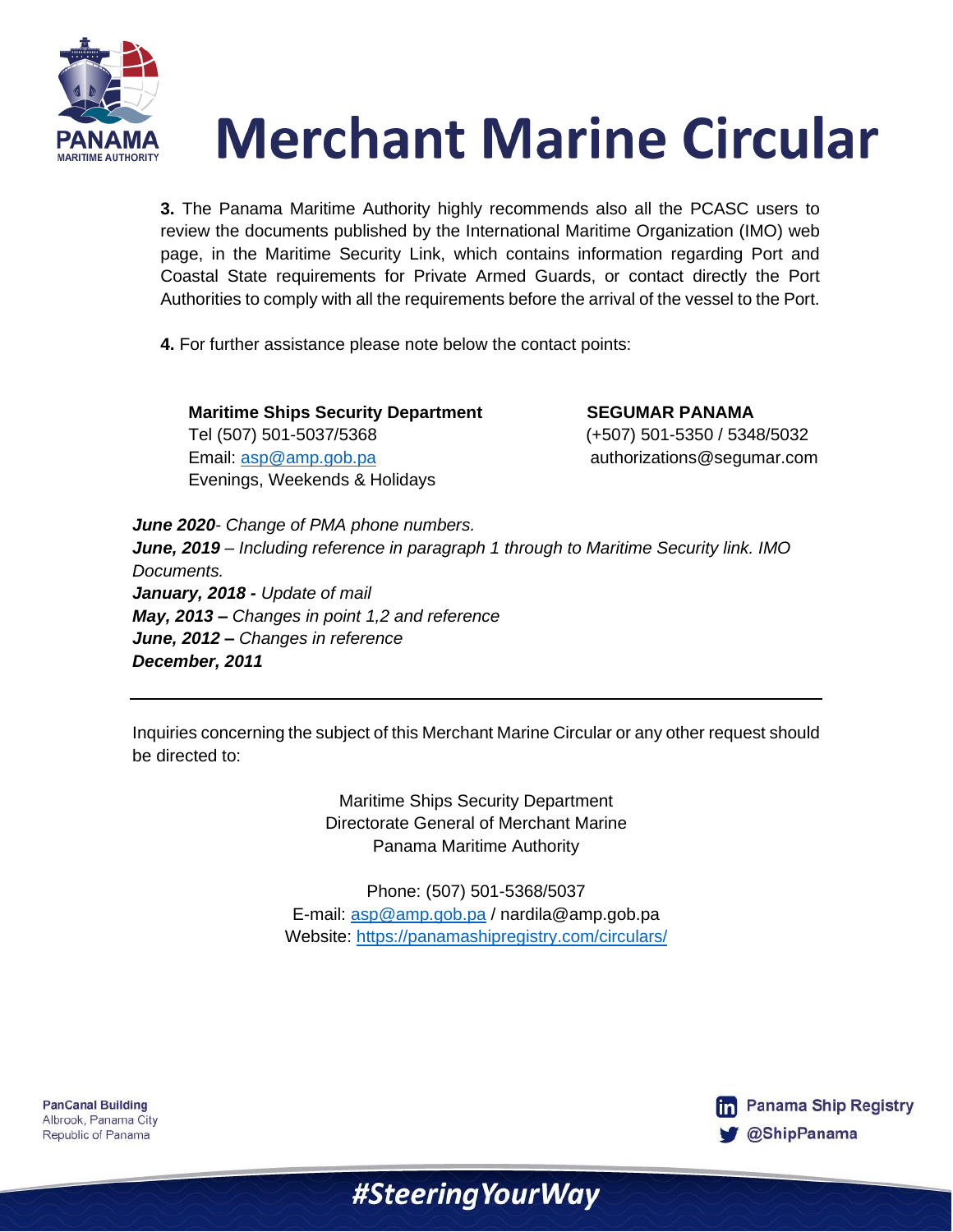**3.** The Panama Maritime Authority highly recommends also all the PCASC users to review the documents published by the International Maritime Organization (IMO) web page, in the Maritime Security Link, which contains information regarding Port and Coastal State requirements for Private Armed Guards, or contact directly the Port Authorities to comply with all the requirements before the arrival of the vessel to the Port.

**4.** For further assistance please note below the contact points:

**Maritime Ships Security Department**
Tel (507) 501-5037/5368
Email: asp@amp.gob.pa
Evenings, Weekends & Holidays

**SEGUMAR PANAMA**
(+507) 501-5350 / 5348/5032
authorizations@segumar.com

***June 2020****- Change of PMA phone numbers.*
***June, 2019*** *– Including reference in paragraph 1 through to Maritime Security link. IMO Documents.*
***January, 2018 -*** *Update of mail*
***May, 2013 –*** *Changes in point 1,2 and reference*
***June, 2012 –*** *Changes in reference*
***December, 2011***

---

Inquiries concerning the subject of this Merchant Marine Circular or any other request should be directed to:

Maritime Ships Security Department
Directorate General of Merchant Marine
Panama Maritime Authority

Phone: (507) 501-5368/5037
E-mail: asp@amp.gob.pa / nardila@amp.gob.pa
Website: https://panamashipregistry.com/circulars/